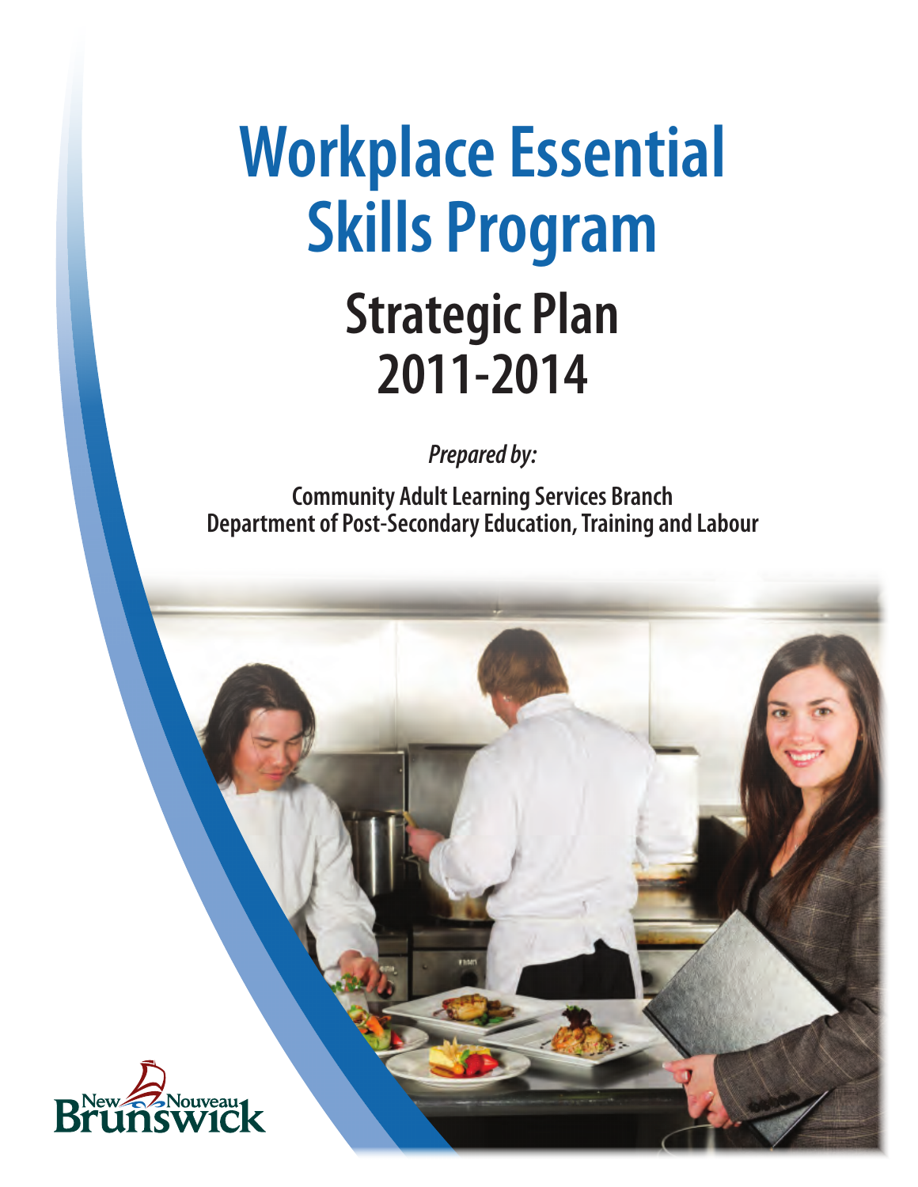# Workplace Essential Skills Program

## Strategic Plan 2011-2014

*Prepared by:*

**Community Adult Learning Services Branch**
**Department of Post-Secondary Education, Training and Labour**

New Nouveau Brunswick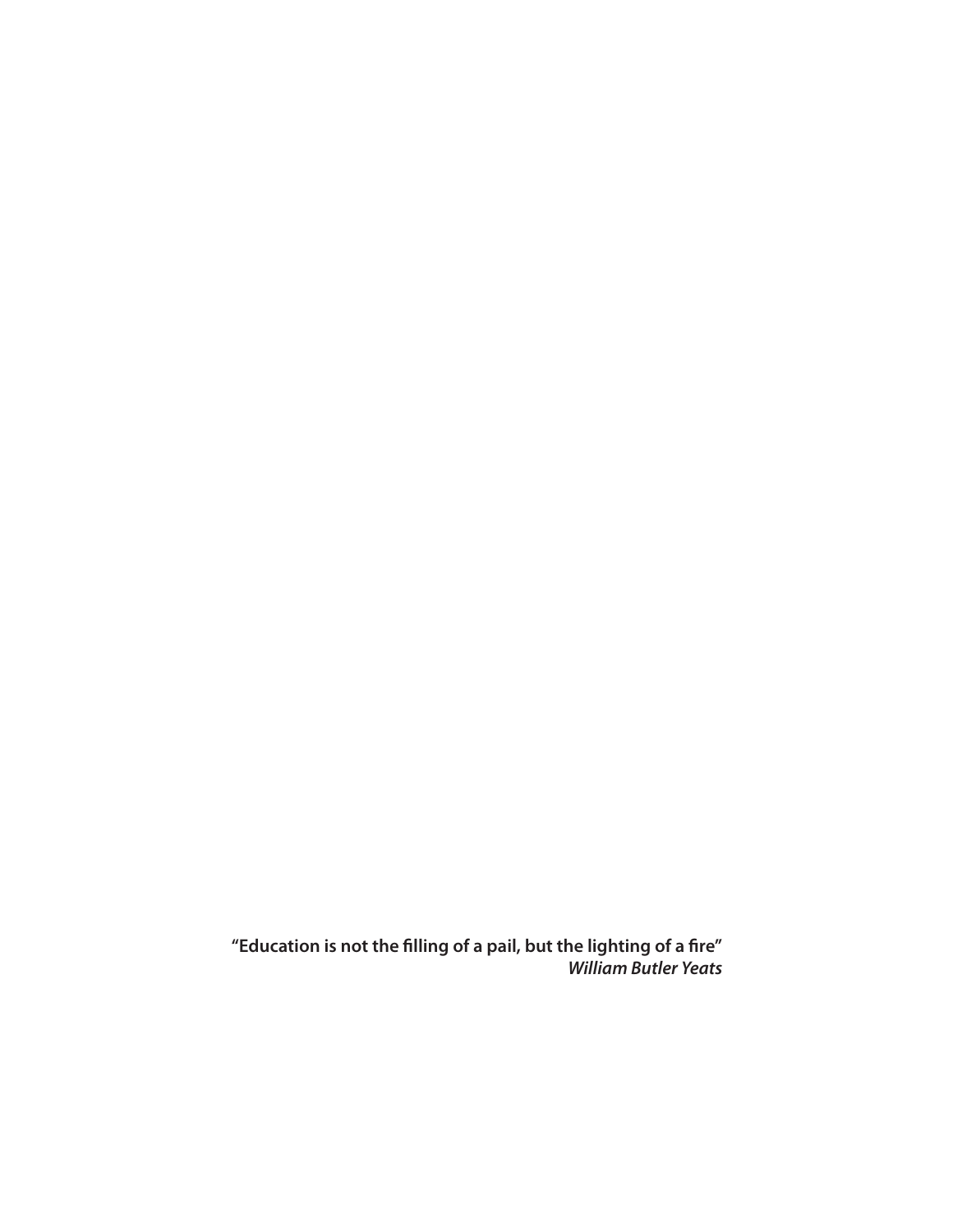**"Education is not the filling of a pail, but the lighting of a fire"**
***William Butler Yeats***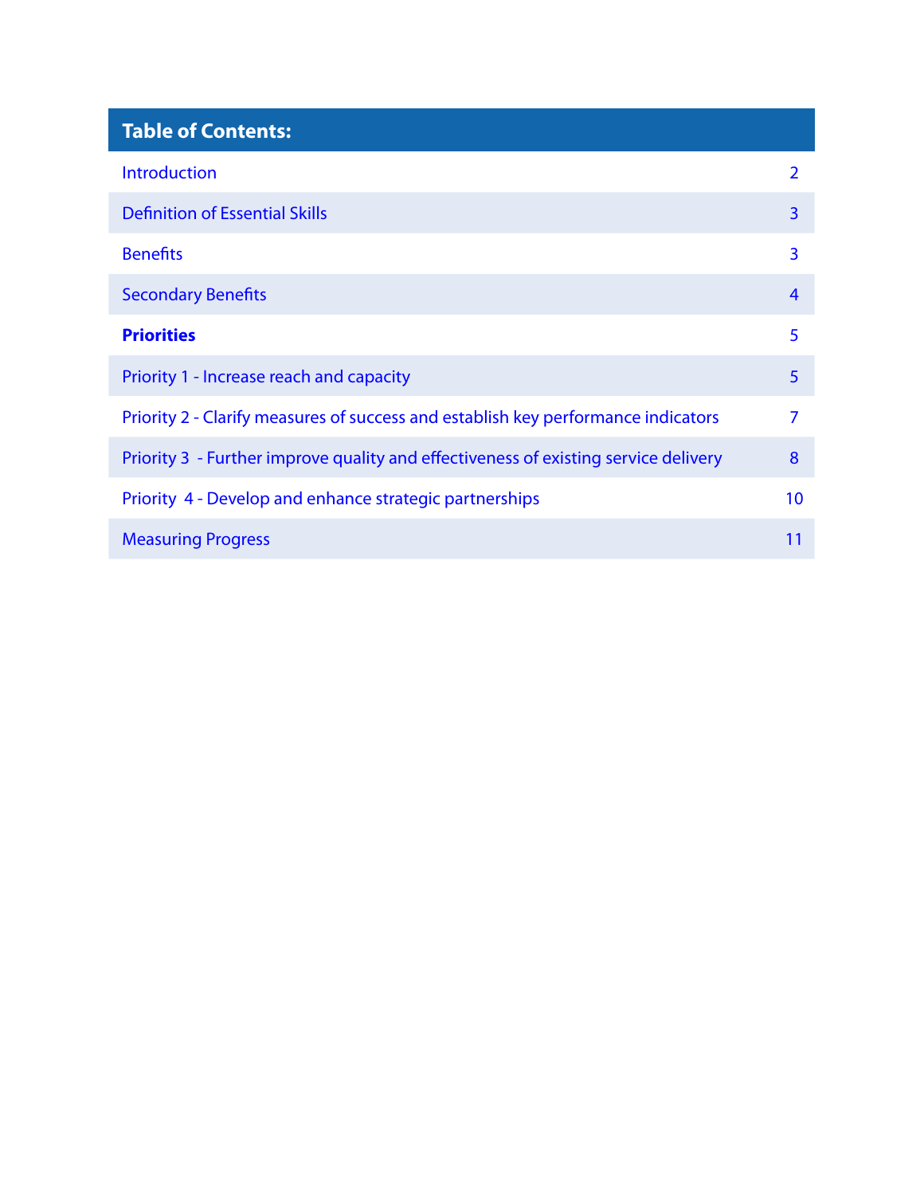| Table of Contents: | |
| --- | --- |
| Introduction | 2 |
| Definition of Essential Skills | 3 |
| Benefits | 3 |
| Secondary Benefits | 4 |
| **Priorities** | 5 |
| Priority 1 - Increase reach and capacity | 5 |
| Priority 2 - Clarify measures of success and establish key performance indicators | 7 |
| Priority 3 - Further improve quality and effectiveness of existing service delivery | 8 |
| Priority 4 - Develop and enhance strategic partnerships | 10 |
| Measuring Progress | 11 |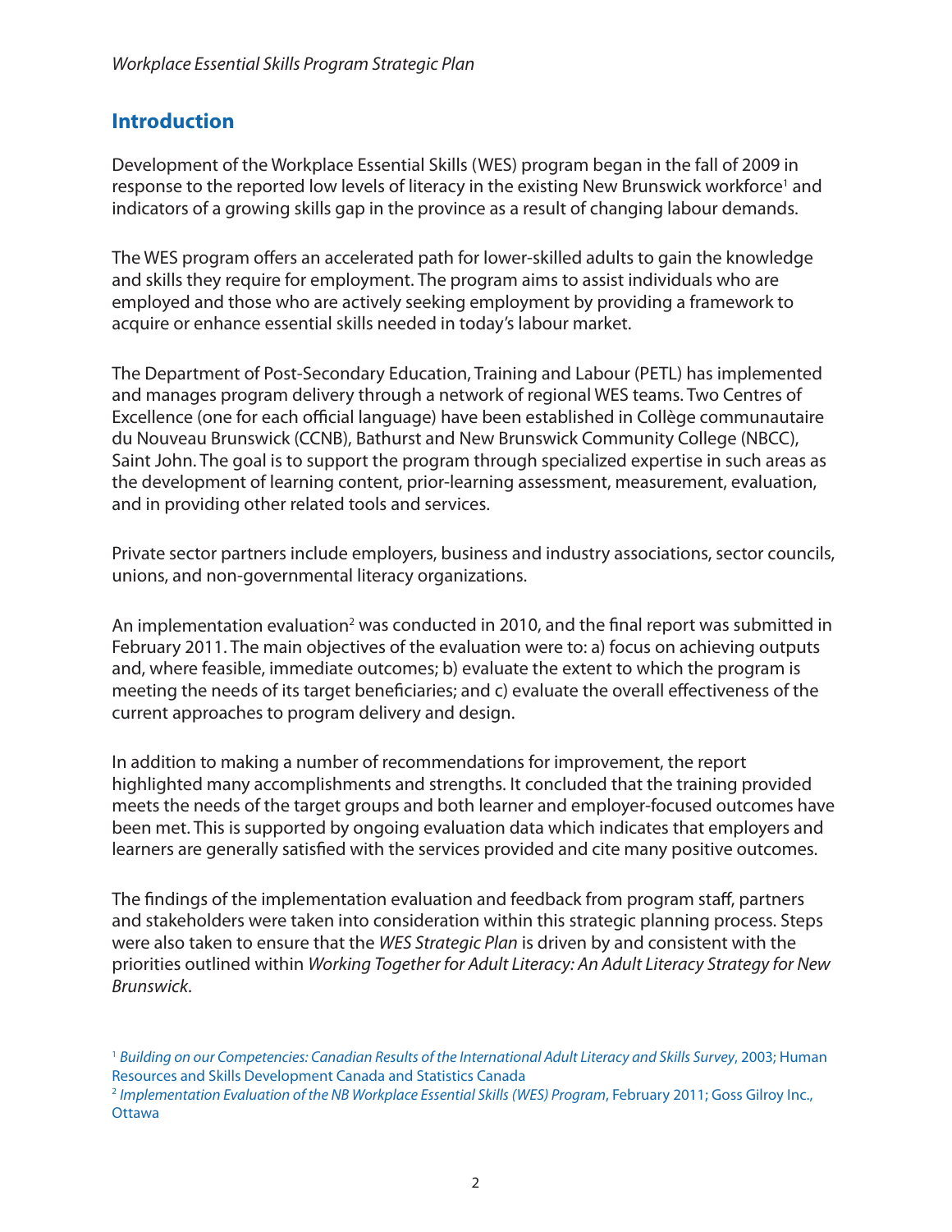## Introduction

Development of the Workplace Essential Skills (WES) program began in the fall of 2009 in response to the reported low levels of literacy in the existing New Brunswick workforce[1] and indicators of a growing skills gap in the province as a result of changing labour demands.

The WES program offers an accelerated path for lower-skilled adults to gain the knowledge and skills they require for employment. The program aims to assist individuals who are employed and those who are actively seeking employment by providing a framework to acquire or enhance essential skills needed in today's labour market.

The Department of Post-Secondary Education, Training and Labour (PETL) has implemented and manages program delivery through a network of regional WES teams. Two Centres of Excellence (one for each official language) have been established in Collège communautaire du Nouveau Brunswick (CCNB), Bathurst and New Brunswick Community College (NBCC), Saint John. The goal is to support the program through specialized expertise in such areas as the development of learning content, prior-learning assessment, measurement, evaluation, and in providing other related tools and services.

Private sector partners include employers, business and industry associations, sector councils, unions, and non-governmental literacy organizations.

An implementation evaluation[2] was conducted in 2010, and the final report was submitted in February 2011. The main objectives of the evaluation were to: a) focus on achieving outputs and, where feasible, immediate outcomes; b) evaluate the extent to which the program is meeting the needs of its target beneficiaries; and c) evaluate the overall effectiveness of the current approaches to program delivery and design.

In addition to making a number of recommendations for improvement, the report highlighted many accomplishments and strengths. It concluded that the training provided meets the needs of the target groups and both learner and employer-focused outcomes have been met. This is supported by ongoing evaluation data which indicates that employers and learners are generally satisfied with the services provided and cite many positive outcomes.

The findings of the implementation evaluation and feedback from program staff, partners and stakeholders were taken into consideration within this strategic planning process. Steps were also taken to ensure that the *WES Strategic Plan* is driven by and consistent with the priorities outlined within *Working Together for Adult Literacy: An Adult Literacy Strategy for New Brunswick*.

[1] *Building on our Competencies: Canadian Results of the International Adult Literacy and Skills Survey*, 2003; Human Resources and Skills Development Canada and Statistics Canada

[2] *Implementation Evaluation of the NB Workplace Essential Skills (WES) Program*, February 2011; Goss Gilroy Inc., Ottawa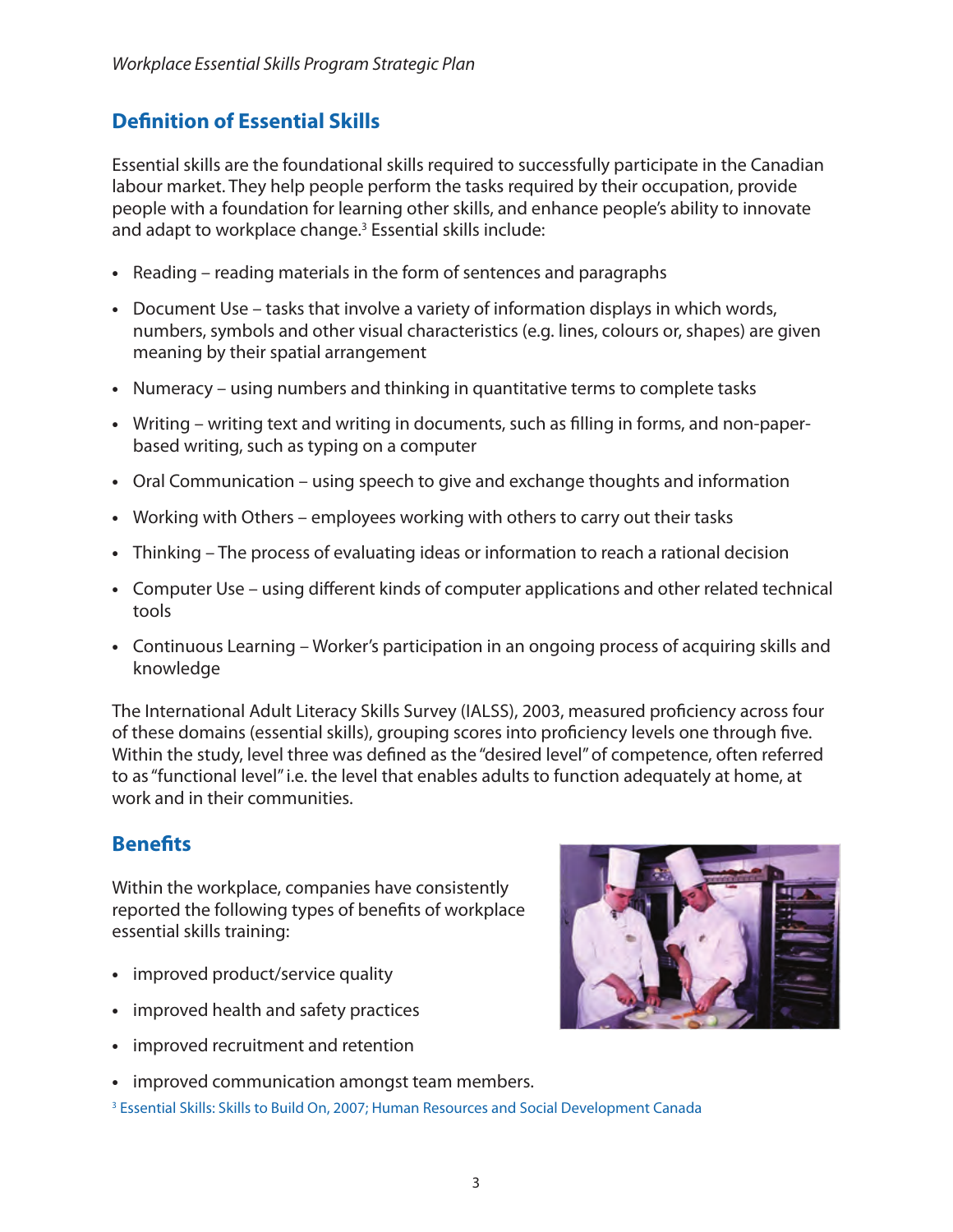## Definition of Essential Skills

Essential skills are the foundational skills required to successfully participate in the Canadian labour market. They help people perform the tasks required by their occupation, provide people with a foundation for learning other skills, and enhance people's ability to innovate and adapt to workplace change.[3] Essential skills include:

- Reading – reading materials in the form of sentences and paragraphs
- Document Use – tasks that involve a variety of information displays in which words, numbers, symbols and other visual characteristics (e.g. lines, colours or, shapes) are given meaning by their spatial arrangement
- Numeracy – using numbers and thinking in quantitative terms to complete tasks
- Writing – writing text and writing in documents, such as filling in forms, and non-paper-based writing, such as typing on a computer
- Oral Communication – using speech to give and exchange thoughts and information
- Working with Others – employees working with others to carry out their tasks
- Thinking – The process of evaluating ideas or information to reach a rational decision
- Computer Use – using different kinds of computer applications and other related technical tools
- Continuous Learning – Worker's participation in an ongoing process of acquiring skills and knowledge

The International Adult Literacy Skills Survey (IALSS), 2003, measured proficiency across four of these domains (essential skills), grouping scores into proficiency levels one through five. Within the study, level three was defined as the "desired level" of competence, often referred to as "functional level" i.e. the level that enables adults to function adequately at home, at work and in their communities.

## Benefits

Within the workplace, companies have consistently reported the following types of benefits of workplace essential skills training:

- improved product/service quality
- improved health and safety practices
- improved recruitment and retention
- improved communication amongst team members.

[3] Essential Skills: Skills to Build On, 2007; Human Resources and Social Development Canada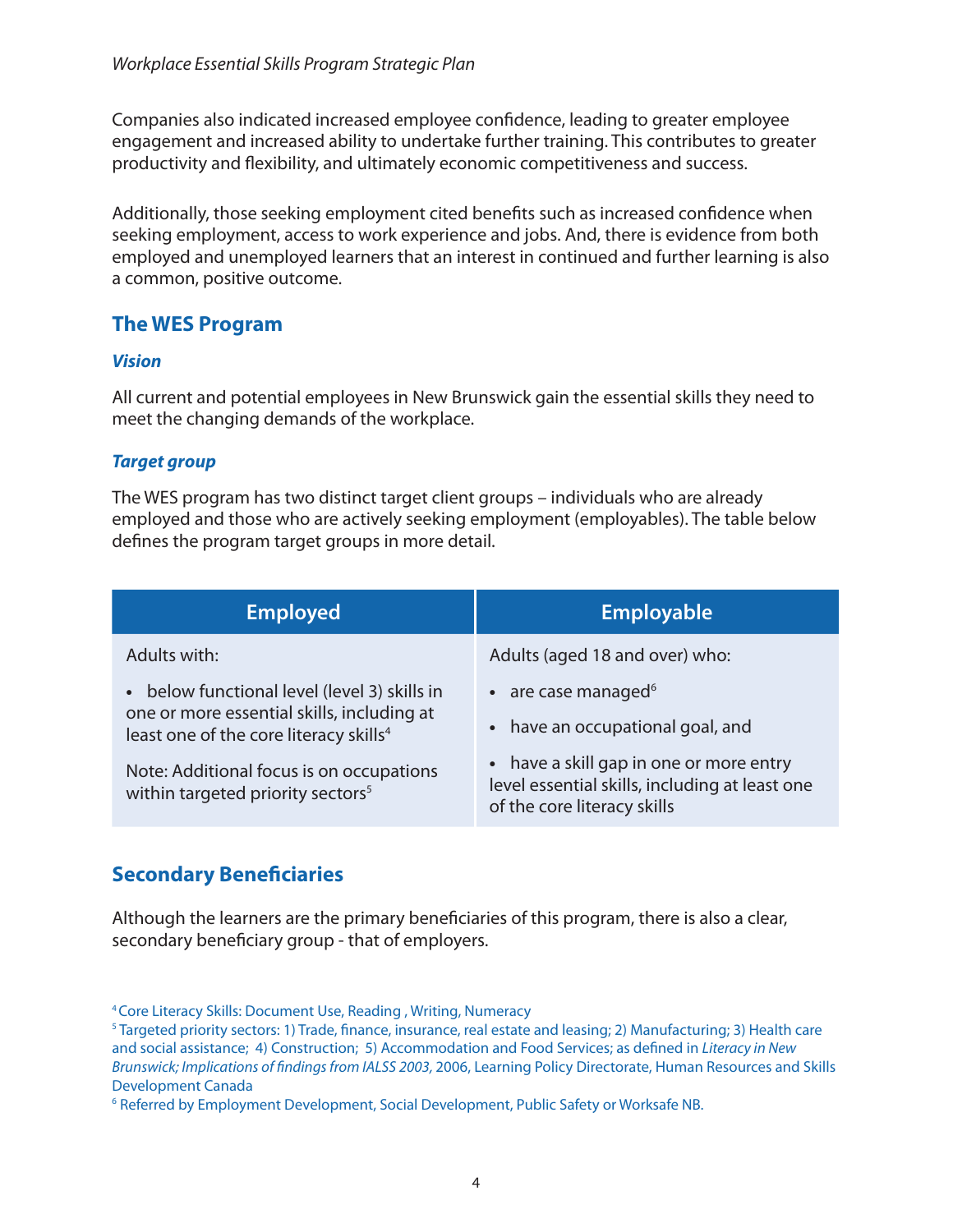Companies also indicated increased employee confidence, leading to greater employee engagement and increased ability to undertake further training. This contributes to greater productivity and flexibility, and ultimately economic competitiveness and success.

Additionally, those seeking employment cited benefits such as increased confidence when seeking employment, access to work experience and jobs. And, there is evidence from both employed and unemployed learners that an interest in continued and further learning is also a common, positive outcome.

## The WES Program

### *Vision*

All current and potential employees in New Brunswick gain the essential skills they need to meet the changing demands of the workplace.

### *Target group*

The WES program has two distinct target client groups – individuals who are already employed and those who are actively seeking employment (employables). The table below defines the program target groups in more detail.

| Employed | Employable |
|---|---|
| Adults with:<br><br>• below functional level (level 3) skills in one or more essential skills, including at least one of the core literacy skills[4]<br><br>Note: Additional focus is on occupations within targeted priority sectors[5] | Adults (aged 18 and over) who:<br><br>• are case managed[6]<br><br>• have an occupational goal, and<br><br>• have a skill gap in one or more entry level essential skills, including at least one of the core literacy skills |

## Secondary Beneficiaries

Although the learners are the primary beneficiaries of this program, there is also a clear, secondary beneficiary group - that of employers.

[4] Core Literacy Skills: Document Use, Reading , Writing, Numeracy

[5] Targeted priority sectors: 1) Trade, finance, insurance, real estate and leasing; 2) Manufacturing; 3) Health care and social assistance; 4) Construction; 5) Accommodation and Food Services; as defined in *Literacy in New Brunswick; Implications of findings from IALSS 2003,* 2006, Learning Policy Directorate, Human Resources and Skills Development Canada

[6] Referred by Employment Development, Social Development, Public Safety or Worksafe NB.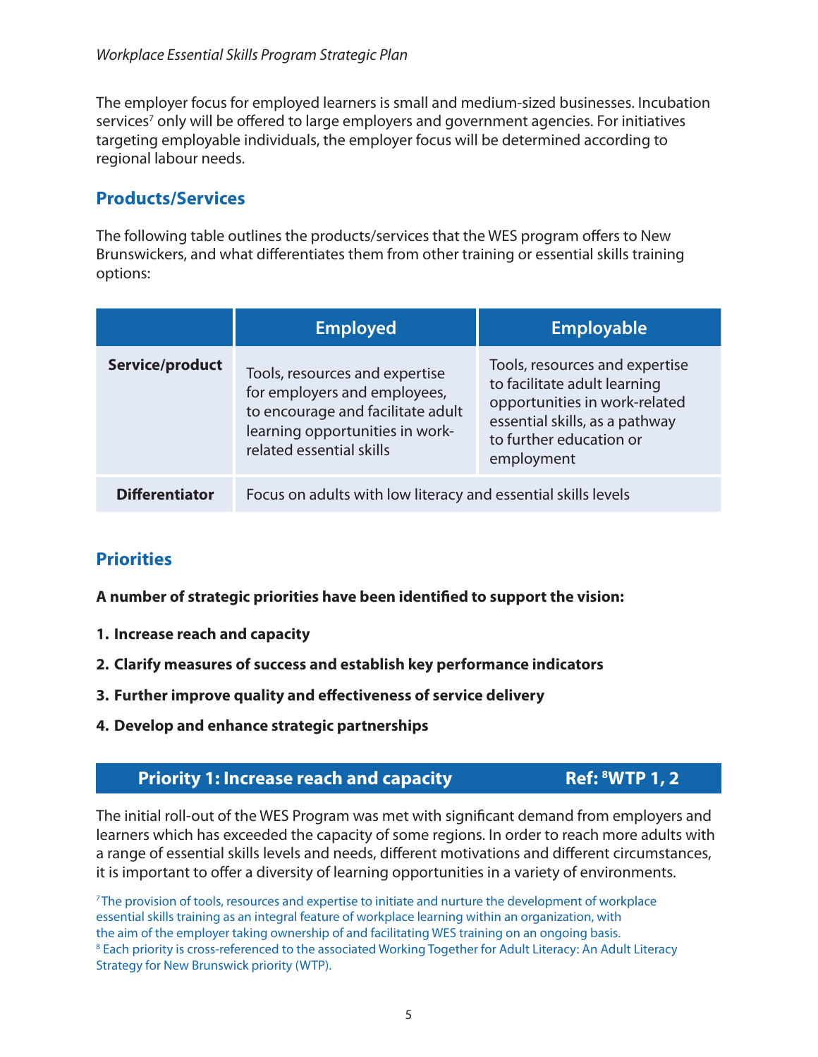The employer focus for employed learners is small and medium-sized businesses. Incubation services[7] only will be offered to large employers and government agencies. For initiatives targeting employable individuals, the employer focus will be determined according to regional labour needs.

## Products/Services

The following table outlines the products/services that the WES program offers to New Brunswickers, and what differentiates them from other training or essential skills training options:

| | Employed | Employable |
|---|---|---|
| **Service/product** | Tools, resources and expertise for employers and employees, to encourage and facilitate adult learning opportunities in work-related essential skills | Tools, resources and expertise to facilitate adult learning opportunities in work-related essential skills, as a pathway to further education or employment |
| **Differentiator** | Focus on adults with low literacy and essential skills levels | |

## Priorities

**A number of strategic priorities have been identified to support the vision:**

1. **Increase reach and capacity**
2. **Clarify measures of success and establish key performance indicators**
3. **Further improve quality and effectiveness of service delivery**
4. **Develop and enhance strategic partnerships**

### Priority 1: Increase reach and capacity — Ref: [8]WTP 1, 2

The initial roll-out of the WES Program was met with significant demand from employers and learners which has exceeded the capacity of some regions. In order to reach more adults with a range of essential skills levels and needs, different motivations and different circumstances, it is important to offer a diversity of learning opportunities in a variety of environments.

[7] The provision of tools, resources and expertise to initiate and nurture the development of workplace essential skills training as an integral feature of workplace learning within an organization, with the aim of the employer taking ownership of and facilitating WES training on an ongoing basis.

[8] Each priority is cross-referenced to the associated Working Together for Adult Literacy: An Adult Literacy Strategy for New Brunswick priority (WTP).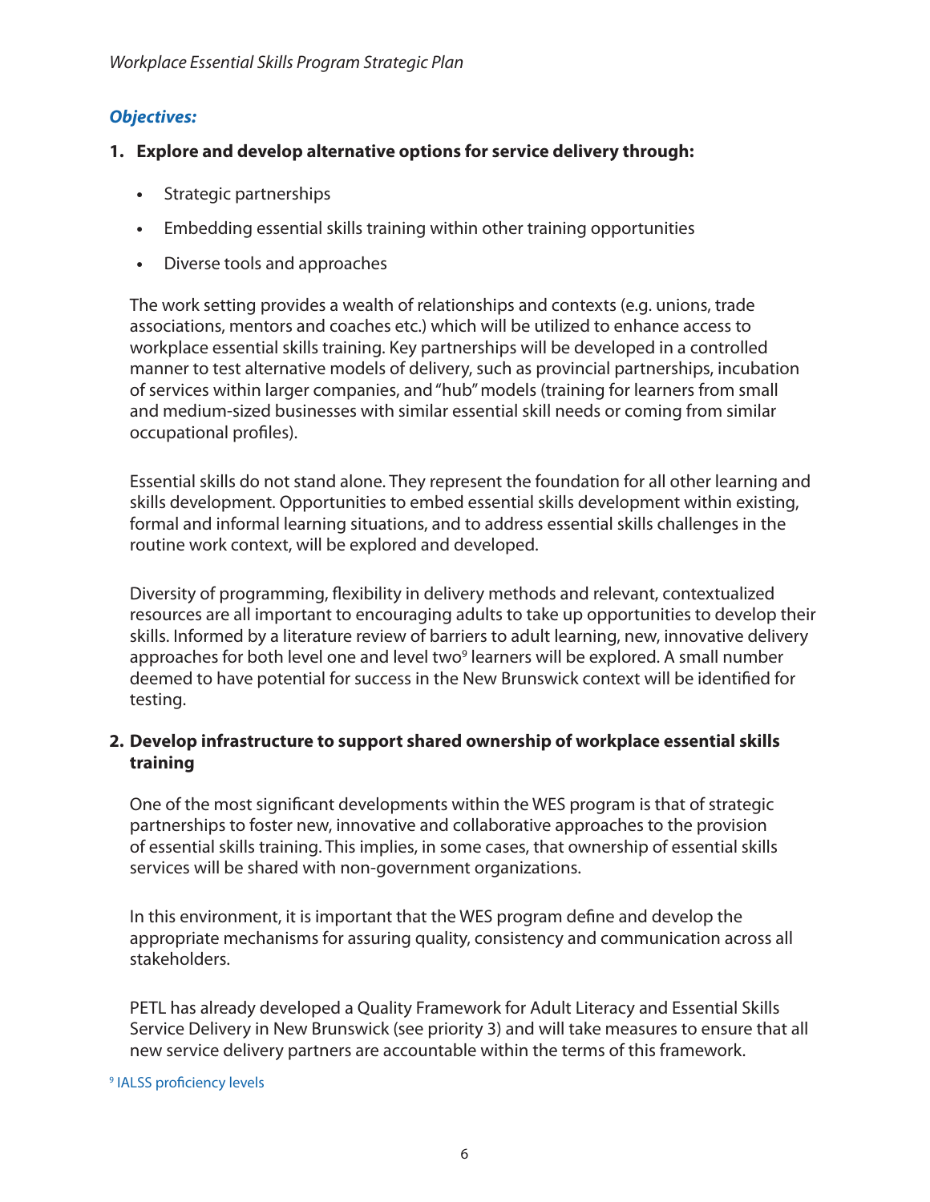***Objectives:***

**1. Explore and develop alternative options for service delivery through:**

- Strategic partnerships
- Embedding essential skills training within other training opportunities
- Diverse tools and approaches

The work setting provides a wealth of relationships and contexts (e.g. unions, trade associations, mentors and coaches etc.) which will be utilized to enhance access to workplace essential skills training. Key partnerships will be developed in a controlled manner to test alternative models of delivery, such as provincial partnerships, incubation of services within larger companies, and "hub" models (training for learners from small and medium-sized businesses with similar essential skill needs or coming from similar occupational profiles).

Essential skills do not stand alone. They represent the foundation for all other learning and skills development. Opportunities to embed essential skills development within existing, formal and informal learning situations, and to address essential skills challenges in the routine work context, will be explored and developed.

Diversity of programming, flexibility in delivery methods and relevant, contextualized resources are all important to encouraging adults to take up opportunities to develop their skills. Informed by a literature review of barriers to adult learning, new, innovative delivery approaches for both level one and level two[9] learners will be explored. A small number deemed to have potential for success in the New Brunswick context will be identified for testing.

**2. Develop infrastructure to support shared ownership of workplace essential skills training**

One of the most significant developments within the WES program is that of strategic partnerships to foster new, innovative and collaborative approaches to the provision of essential skills training. This implies, in some cases, that ownership of essential skills services will be shared with non-government organizations.

In this environment, it is important that the WES program define and develop the appropriate mechanisms for assuring quality, consistency and communication across all stakeholders.

PETL has already developed a Quality Framework for Adult Literacy and Essential Skills Service Delivery in New Brunswick (see priority 3) and will take measures to ensure that all new service delivery partners are accountable within the terms of this framework.

[9] IALSS proficiency levels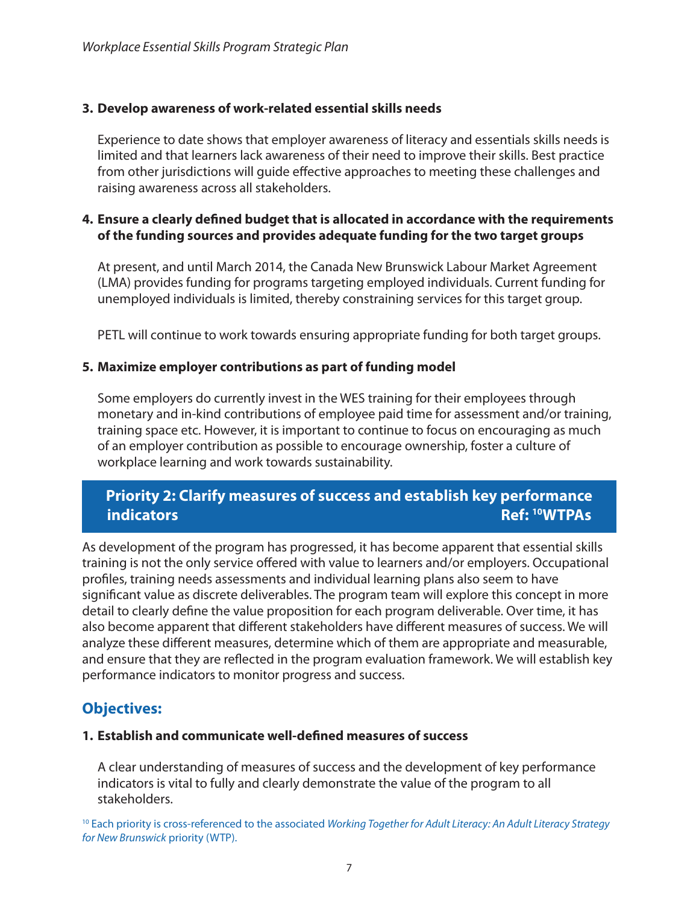**3. Develop awareness of work-related essential skills needs**

Experience to date shows that employer awareness of literacy and essentials skills needs is limited and that learners lack awareness of their need to improve their skills. Best practice from other jurisdictions will guide effective approaches to meeting these challenges and raising awareness across all stakeholders.

**4. Ensure a clearly defined budget that is allocated in accordance with the requirements of the funding sources and provides adequate funding for the two target groups**

At present, and until March 2014, the Canada New Brunswick Labour Market Agreement (LMA) provides funding for programs targeting employed individuals. Current funding for unemployed individuals is limited, thereby constraining services for this target group.

PETL will continue to work towards ensuring appropriate funding for both target groups.

**5. Maximize employer contributions as part of funding model**

Some employers do currently invest in the WES training for their employees through monetary and in-kind contributions of employee paid time for assessment and/or training, training space etc. However, it is important to continue to focus on encouraging as much of an employer contribution as possible to encourage ownership, foster a culture of workplace learning and work towards sustainability.

## Priority 2: Clarify measures of success and establish key performance indicators — Ref: [10]WTPAs

As development of the program has progressed, it has become apparent that essential skills training is not the only service offered with value to learners and/or employers. Occupational profiles, training needs assessments and individual learning plans also seem to have significant value as discrete deliverables. The program team will explore this concept in more detail to clearly define the value proposition for each program deliverable. Over time, it has also become apparent that different stakeholders have different measures of success. We will analyze these different measures, determine which of them are appropriate and measurable, and ensure that they are reflected in the program evaluation framework. We will establish key performance indicators to monitor progress and success.

### Objectives:

**1. Establish and communicate well-defined measures of success**

A clear understanding of measures of success and the development of key performance indicators is vital to fully and clearly demonstrate the value of the program to all stakeholders.

[10] Each priority is cross-referenced to the associated *Working Together for Adult Literacy: An Adult Literacy Strategy for New Brunswick* priority (WTP).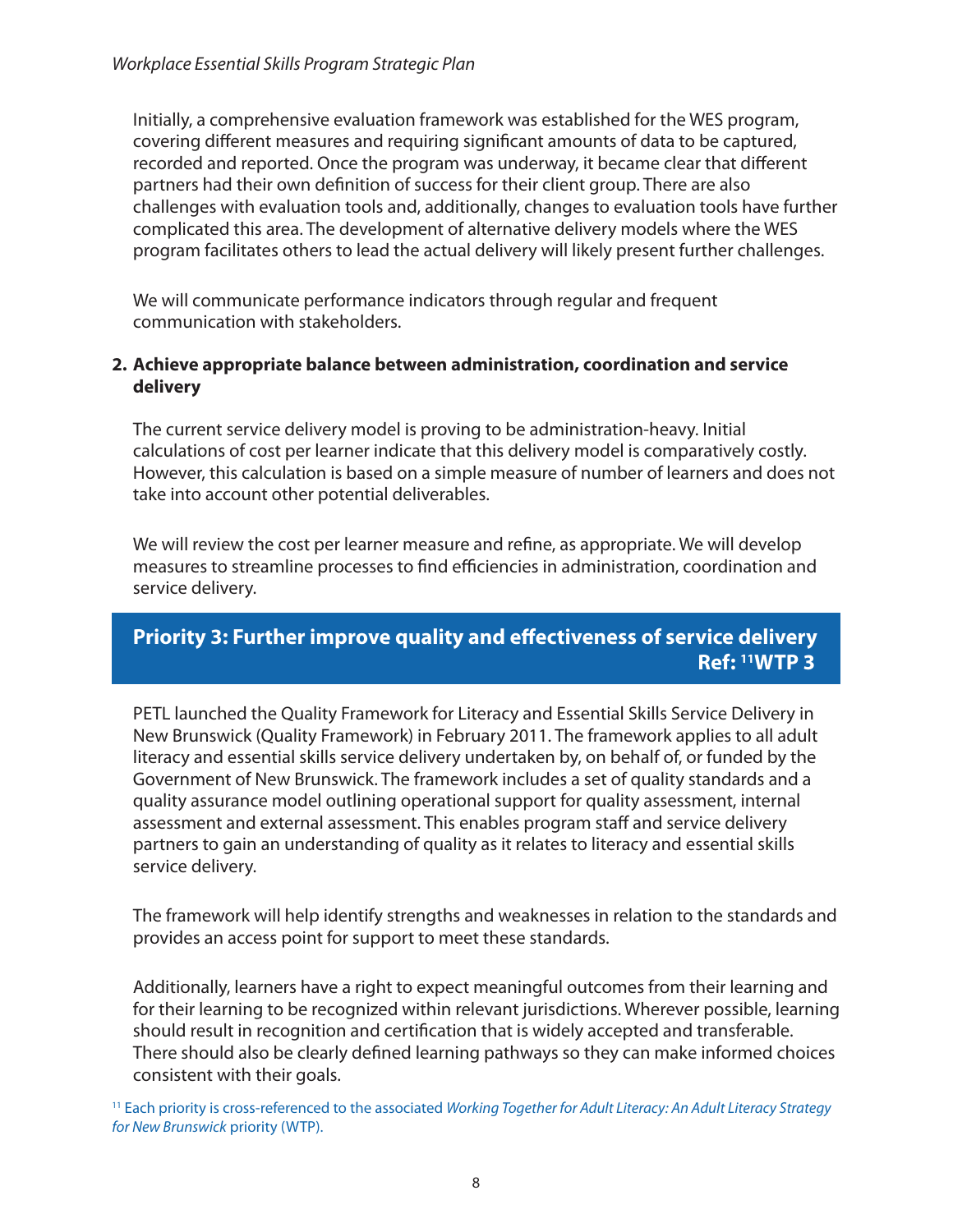Initially, a comprehensive evaluation framework was established for the WES program, covering different measures and requiring significant amounts of data to be captured, recorded and reported. Once the program was underway, it became clear that different partners had their own definition of success for their client group. There are also challenges with evaluation tools and, additionally, changes to evaluation tools have further complicated this area. The development of alternative delivery models where the WES program facilitates others to lead the actual delivery will likely present further challenges.

We will communicate performance indicators through regular and frequent communication with stakeholders.

**2. Achieve appropriate balance between administration, coordination and service delivery**

The current service delivery model is proving to be administration-heavy. Initial calculations of cost per learner indicate that this delivery model is comparatively costly. However, this calculation is based on a simple measure of number of learners and does not take into account other potential deliverables.

We will review the cost per learner measure and refine, as appropriate. We will develop measures to streamline processes to find efficiencies in administration, coordination and service delivery.

## Priority 3: Further improve quality and effectiveness of service delivery Ref: [11]WTP 3

PETL launched the Quality Framework for Literacy and Essential Skills Service Delivery in New Brunswick (Quality Framework) in February 2011. The framework applies to all adult literacy and essential skills service delivery undertaken by, on behalf of, or funded by the Government of New Brunswick. The framework includes a set of quality standards and a quality assurance model outlining operational support for quality assessment, internal assessment and external assessment. This enables program staff and service delivery partners to gain an understanding of quality as it relates to literacy and essential skills service delivery.

The framework will help identify strengths and weaknesses in relation to the standards and provides an access point for support to meet these standards.

Additionally, learners have a right to expect meaningful outcomes from their learning and for their learning to be recognized within relevant jurisdictions. Wherever possible, learning should result in recognition and certification that is widely accepted and transferable. There should also be clearly defined learning pathways so they can make informed choices consistent with their goals.

[11] Each priority is cross-referenced to the associated *Working Together for Adult Literacy: An Adult Literacy Strategy for New Brunswick* priority (WTP).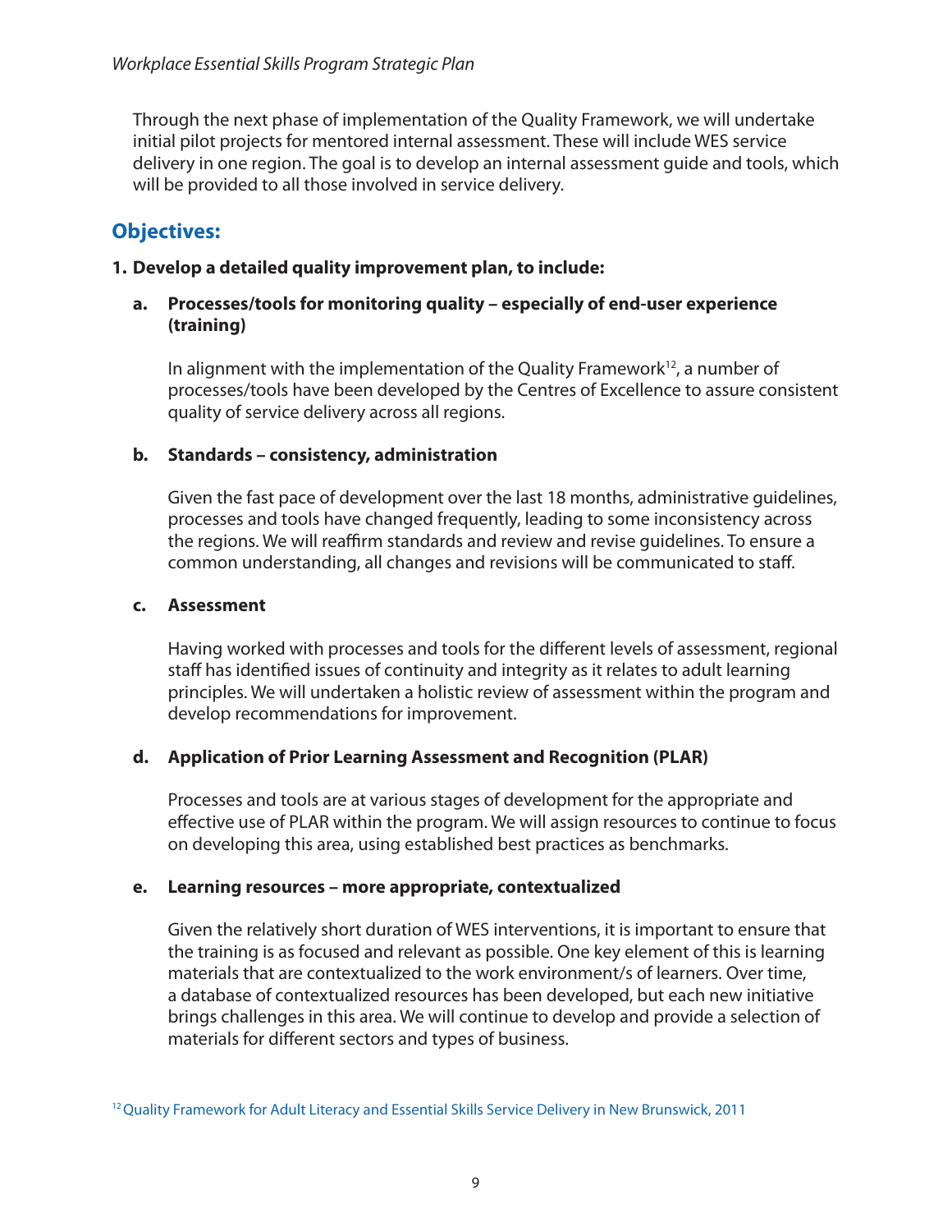Through the next phase of implementation of the Quality Framework, we will undertake initial pilot projects for mentored internal assessment. These will include WES service delivery in one region. The goal is to develop an internal assessment guide and tools, which will be provided to all those involved in service delivery.

## Objectives:

**1. Develop a detailed quality improvement plan, to include:**

**a. Processes/tools for monitoring quality – especially of end-user experience (training)**

In alignment with the implementation of the Quality Framework[12], a number of processes/tools have been developed by the Centres of Excellence to assure consistent quality of service delivery across all regions.

**b. Standards – consistency, administration**

Given the fast pace of development over the last 18 months, administrative guidelines, processes and tools have changed frequently, leading to some inconsistency across the regions. We will reaffirm standards and review and revise guidelines. To ensure a common understanding, all changes and revisions will be communicated to staff.

**c. Assessment**

Having worked with processes and tools for the different levels of assessment, regional staff has identified issues of continuity and integrity as it relates to adult learning principles. We will undertaken a holistic review of assessment within the program and develop recommendations for improvement.

**d. Application of Prior Learning Assessment and Recognition (PLAR)**

Processes and tools are at various stages of development for the appropriate and effective use of PLAR within the program. We will assign resources to continue to focus on developing this area, using established best practices as benchmarks.

**e. Learning resources – more appropriate, contextualized**

Given the relatively short duration of WES interventions, it is important to ensure that the training is as focused and relevant as possible. One key element of this is learning materials that are contextualized to the work environment/s of learners. Over time, a database of contextualized resources has been developed, but each new initiative brings challenges in this area. We will continue to develop and provide a selection of materials for different sectors and types of business.

[12] Quality Framework for Adult Literacy and Essential Skills Service Delivery in New Brunswick, 2011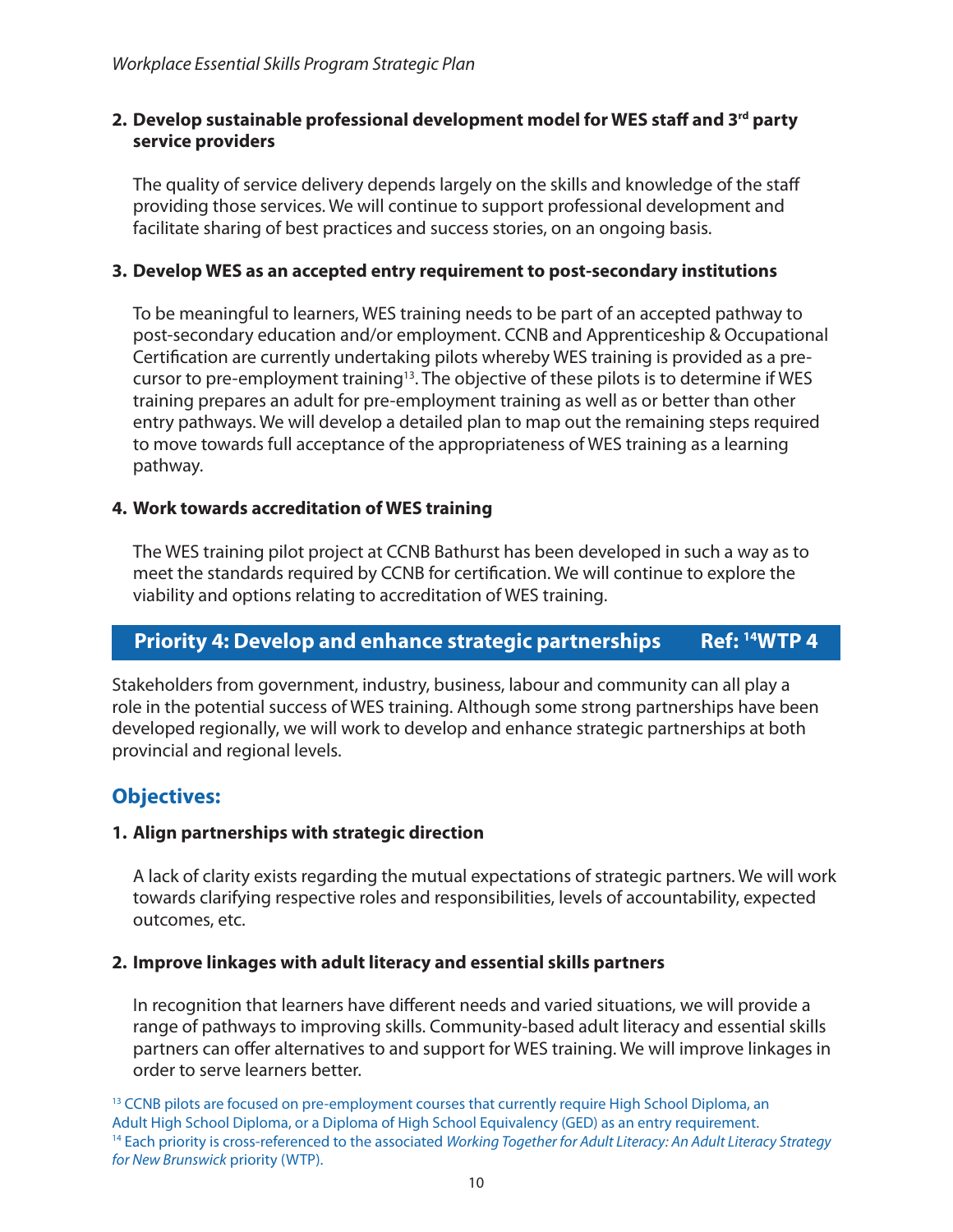**2. Develop sustainable professional development model for WES staff and 3rd party service providers**

The quality of service delivery depends largely on the skills and knowledge of the staff providing those services. We will continue to support professional development and facilitate sharing of best practices and success stories, on an ongoing basis.

**3. Develop WES as an accepted entry requirement to post-secondary institutions**

To be meaningful to learners, WES training needs to be part of an accepted pathway to post-secondary education and/or employment. CCNB and Apprenticeship & Occupational Certification are currently undertaking pilots whereby WES training is provided as a pre-cursor to pre-employment training[13]. The objective of these pilots is to determine if WES training prepares an adult for pre-employment training as well as or better than other entry pathways. We will develop a detailed plan to map out the remaining steps required to move towards full acceptance of the appropriateness of WES training as a learning pathway.

**4. Work towards accreditation of WES training**

The WES training pilot project at CCNB Bathurst has been developed in such a way as to meet the standards required by CCNB for certification. We will continue to explore the viability and options relating to accreditation of WES training.

## Priority 4: Develop and enhance strategic partnerships — Ref: [14]WTP 4

Stakeholders from government, industry, business, labour and community can all play a role in the potential success of WES training. Although some strong partnerships have been developed regionally, we will work to develop and enhance strategic partnerships at both provincial and regional levels.

### Objectives:

**1. Align partnerships with strategic direction**

A lack of clarity exists regarding the mutual expectations of strategic partners. We will work towards clarifying respective roles and responsibilities, levels of accountability, expected outcomes, etc.

**2. Improve linkages with adult literacy and essential skills partners**

In recognition that learners have different needs and varied situations, we will provide a range of pathways to improving skills. Community-based adult literacy and essential skills partners can offer alternatives to and support for WES training. We will improve linkages in order to serve learners better.

[13] CCNB pilots are focused on pre-employment courses that currently require High School Diploma, an Adult High School Diploma, or a Diploma of High School Equivalency (GED) as an entry requirement.
[14] Each priority is cross-referenced to the associated *Working Together for Adult Literacy: An Adult Literacy Strategy for New Brunswick* priority (WTP).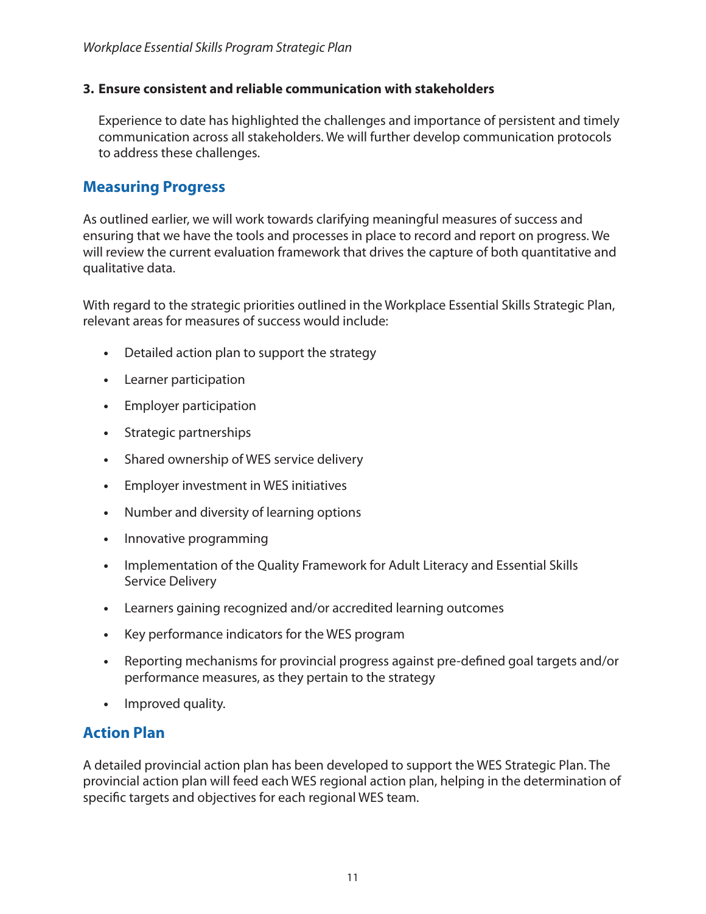3. **Ensure consistent and reliable communication with stakeholders**

   Experience to date has highlighted the challenges and importance of persistent and timely communication across all stakeholders. We will further develop communication protocols to address these challenges.

## Measuring Progress

As outlined earlier, we will work towards clarifying meaningful measures of success and ensuring that we have the tools and processes in place to record and report on progress. We will review the current evaluation framework that drives the capture of both quantitative and qualitative data.

With regard to the strategic priorities outlined in the Workplace Essential Skills Strategic Plan, relevant areas for measures of success would include:

- Detailed action plan to support the strategy
- Learner participation
- Employer participation
- Strategic partnerships
- Shared ownership of WES service delivery
- Employer investment in WES initiatives
- Number and diversity of learning options
- Innovative programming
- Implementation of the Quality Framework for Adult Literacy and Essential Skills Service Delivery
- Learners gaining recognized and/or accredited learning outcomes
- Key performance indicators for the WES program
- Reporting mechanisms for provincial progress against pre-defined goal targets and/or performance measures, as they pertain to the strategy
- Improved quality.

## Action Plan

A detailed provincial action plan has been developed to support the WES Strategic Plan. The provincial action plan will feed each WES regional action plan, helping in the determination of specific targets and objectives for each regional WES team.